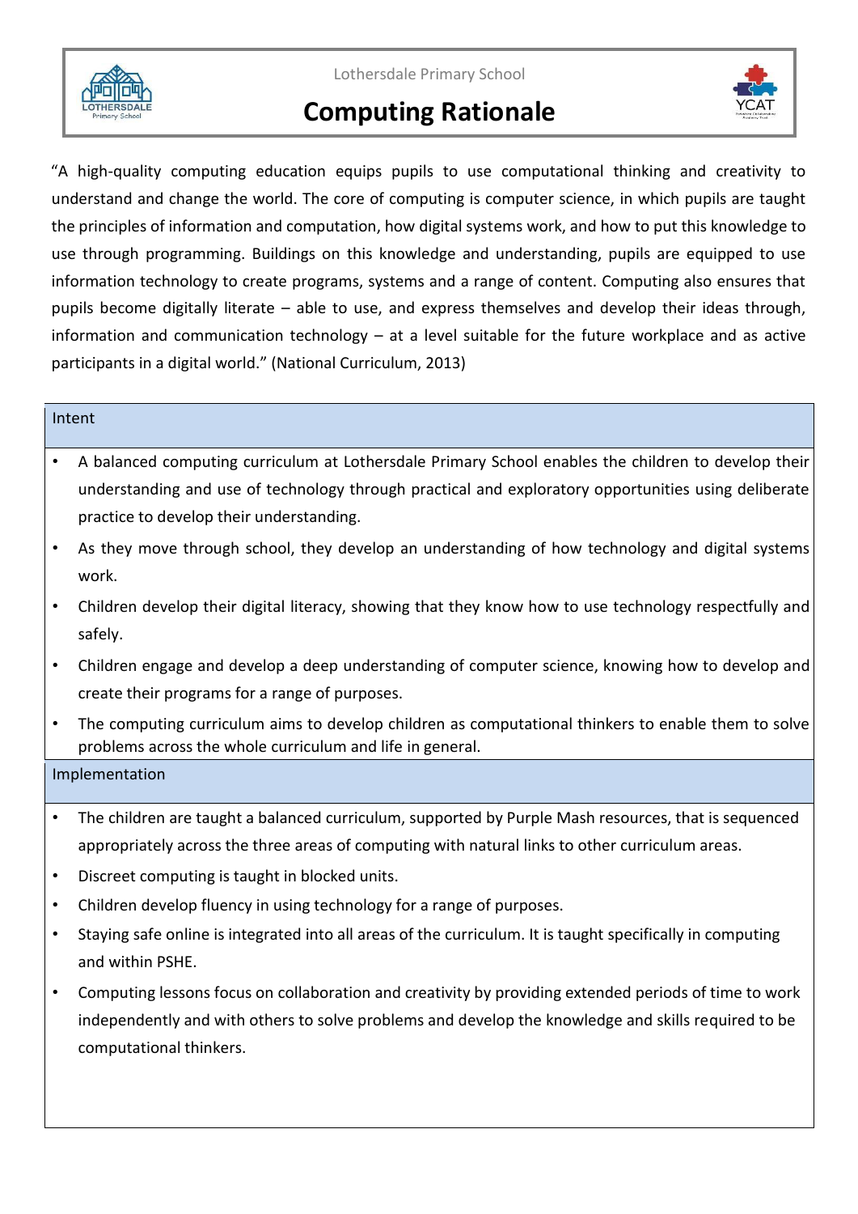Lothersdale Primary School

# Computing Rationale

"A high-quality computing education equips pupils to use computational thinking and creativity to understand and change the world. The core of computing is computer science, in which pupils are taught the principles of information and computation, how digital systems work, and how to put this knowledge to use through programming. Buildings on this knowledge and understanding, pupils are equipped to use information technology to create programs, systems and a range of content. Computing also ensures that pupils become digitally literate – able to use, and express themselves and develop their ideas through, information and communication technology – at a level suitable for the future workplace and as active participants in a digital world." (National Curriculum, 2013)

## Intent

- A balanced computing curriculum at Lothersdale Primary School enables the children to develop their understanding and use of technology through practical and exploratory opportunities using deliberate practice to develop their understanding.
- As they move through school, they develop an understanding of how technology and digital systems work.
- Children develop their digital literacy, showing that they know how to use technology respectfully and safely.
- Children engage and develop a deep understanding of computer science, knowing how to develop and create their programs for a range of purposes.
- The computing curriculum aims to develop children as computational thinkers to enable them to solve problems across the whole curriculum and life in general.

## Implementation

- The children are taught a balanced curriculum, supported by Purple Mash resources, that is sequenced appropriately across the three areas of computing with natural links to other curriculum areas.
- Discreet computing is taught in blocked units.
- Children develop fluency in using technology for a range of purposes.
- Staying safe online is integrated into all areas of the curriculum. It is taught specifically in computing and within PSHE.
- Computing lessons focus on collaboration and creativity by providing extended periods of time to work independently and with others to solve problems and develop the knowledge and skills required to be computational thinkers.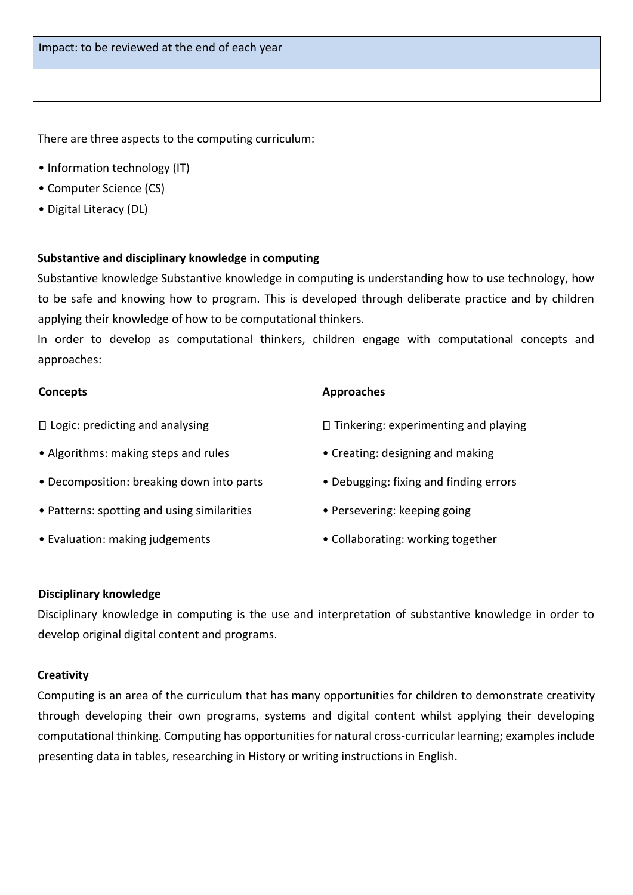| Impact: to be reviewed at the end of each year |
| --- |
| |

There are three aspects to the computing curriculum:

- Information technology (IT)
- Computer Science (CS)
- Digital Literacy (DL)

**Substantive and disciplinary knowledge in computing**

Substantive knowledge Substantive knowledge in computing is understanding how to use technology, how to be safe and knowing how to program. This is developed through deliberate practice and by children applying their knowledge of how to be computational thinkers.

In order to develop as computational thinkers, children engage with computational concepts and approaches:

| **Concepts** | **Approaches** |
| --- | --- |
| Logic: predicting and analysing | Tinkering: experimenting and playing |
| • Algorithms: making steps and rules | • Creating: designing and making |
| • Decomposition: breaking down into parts | • Debugging: fixing and finding errors |
| • Patterns: spotting and using similarities | • Persevering: keeping going |
| • Evaluation: making judgements | • Collaborating: working together |

**Disciplinary knowledge**

Disciplinary knowledge in computing is the use and interpretation of substantive knowledge in order to develop original digital content and programs.

**Creativity**

Computing is an area of the curriculum that has many opportunities for children to demonstrate creativity through developing their own programs, systems and digital content whilst applying their developing computational thinking. Computing has opportunities for natural cross-curricular learning; examples include presenting data in tables, researching in History or writing instructions in English.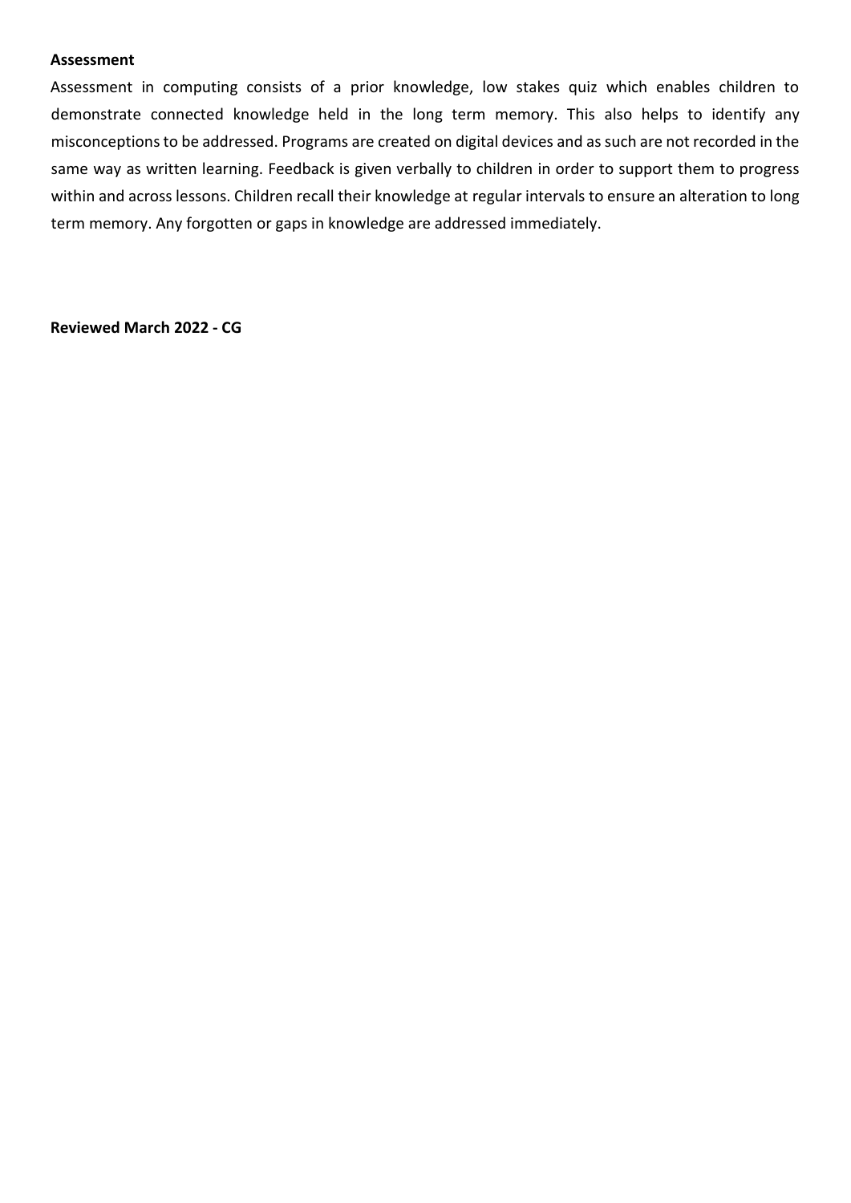**Assessment**

Assessment in computing consists of a prior knowledge, low stakes quiz which enables children to demonstrate connected knowledge held in the long term memory. This also helps to identify any misconceptions to be addressed. Programs are created on digital devices and as such are not recorded in the same way as written learning. Feedback is given verbally to children in order to support them to progress within and across lessons. Children recall their knowledge at regular intervals to ensure an alteration to long term memory. Any forgotten or gaps in knowledge are addressed immediately.

**Reviewed March 2022 - CG**